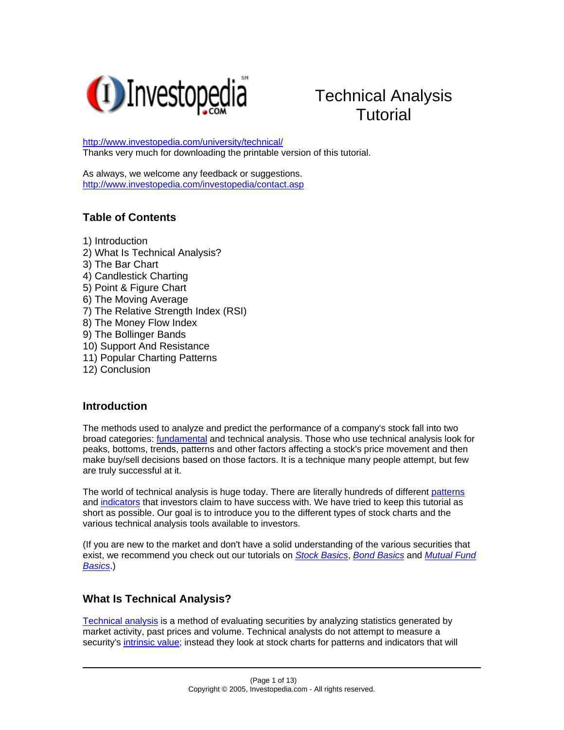# Technical Analysis Tutorial

http://www.investopedia.com/university/technical/
Thanks very much for downloading the printable version of this tutorial.

As always, we welcome any feedback or suggestions.
http://www.investopedia.com/investopedia/contact.asp

## Table of Contents

1) Introduction
2) What Is Technical Analysis?
3) The Bar Chart
4) Candlestick Charting
5) Point & Figure Chart
6) The Moving Average
7) The Relative Strength Index (RSI)
8) The Money Flow Index
9) The Bollinger Bands
10) Support And Resistance
11) Popular Charting Patterns
12) Conclusion

## Introduction

The methods used to analyze and predict the performance of a company's stock fall into two broad categories: fundamental and technical analysis. Those who use technical analysis look for peaks, bottoms, trends, patterns and other factors affecting a stock's price movement and then make buy/sell decisions based on those factors. It is a technique many people attempt, but few are truly successful at it.

The world of technical analysis is huge today. There are literally hundreds of different patterns and indicators that investors claim to have success with. We have tried to keep this tutorial as short as possible. Our goal is to introduce you to the different types of stock charts and the various technical analysis tools available to investors.

(If you are new to the market and don't have a solid understanding of the various securities that exist, we recommend you check out our tutorials on *Stock Basics*, *Bond Basics* and *Mutual Fund Basics*.)

## What Is Technical Analysis?

Technical analysis is a method of evaluating securities by analyzing statistics generated by market activity, past prices and volume. Technical analysts do not attempt to measure a security's intrinsic value; instead they look at stock charts for patterns and indicators that will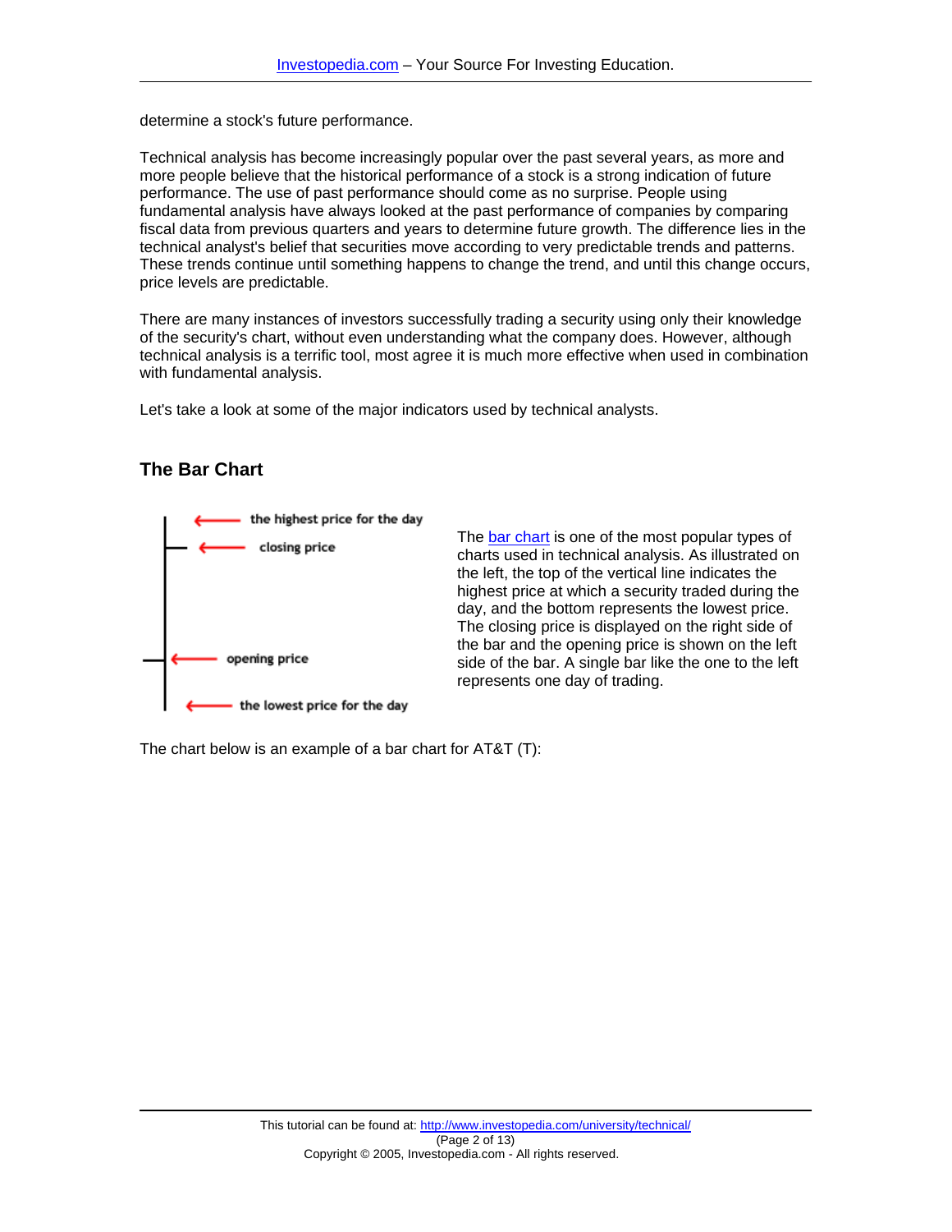determine a stock's future performance.

Technical analysis has become increasingly popular over the past several years, as more and more people believe that the historical performance of a stock is a strong indication of future performance. The use of past performance should come as no surprise. People using fundamental analysis have always looked at the past performance of companies by comparing fiscal data from previous quarters and years to determine future growth. The difference lies in the technical analyst's belief that securities move according to very predictable trends and patterns. These trends continue until something happens to change the trend, and until this change occurs, price levels are predictable.

There are many instances of investors successfully trading a security using only their knowledge of the security's chart, without even understanding what the company does. However, although technical analysis is a terrific tool, most agree it is much more effective when used in combination with fundamental analysis.

Let's take a look at some of the major indicators used by technical analysts.

## The Bar Chart

the highest price for the day

closing price

opening price

the lowest price for the day

The bar chart is one of the most popular types of charts used in technical analysis. As illustrated on the left, the top of the vertical line indicates the highest price at which a security traded during the day, and the bottom represents the lowest price. The closing price is displayed on the right side of the bar and the opening price is shown on the left side of the bar. A single bar like the one to the left represents one day of trading.

The chart below is an example of a bar chart for AT&T (T):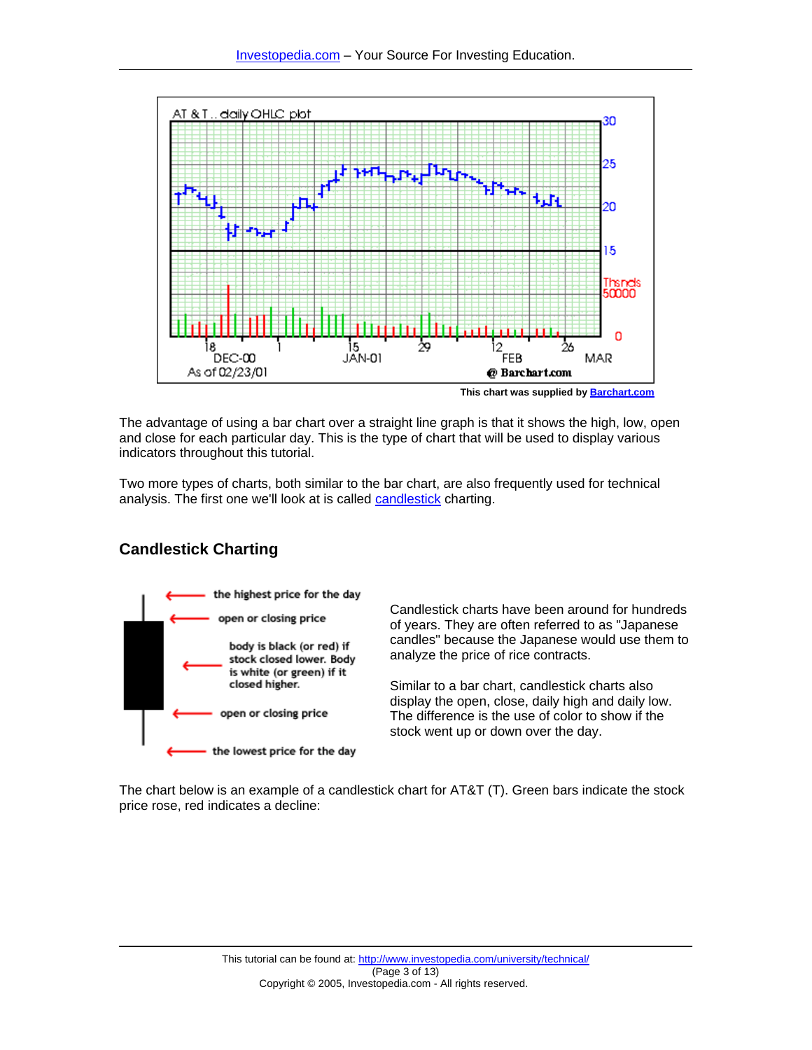This chart was supplied by Barchart.com

The advantage of using a bar chart over a straight line graph is that it shows the high, low, open and close for each particular day. This is the type of chart that will be used to display various indicators throughout this tutorial.

Two more types of charts, both similar to the bar chart, are also frequently used for technical analysis. The first one we'll look at is called candlestick charting.

## Candlestick Charting

Candlestick charts have been around for hundreds of years. They are often referred to as "Japanese candles" because the Japanese would use them to analyze the price of rice contracts.

Similar to a bar chart, candlestick charts also display the open, close, daily high and daily low. The difference is the use of color to show if the stock went up or down over the day.

The chart below is an example of a candlestick chart for AT&T (T). Green bars indicate the stock price rose, red indicates a decline: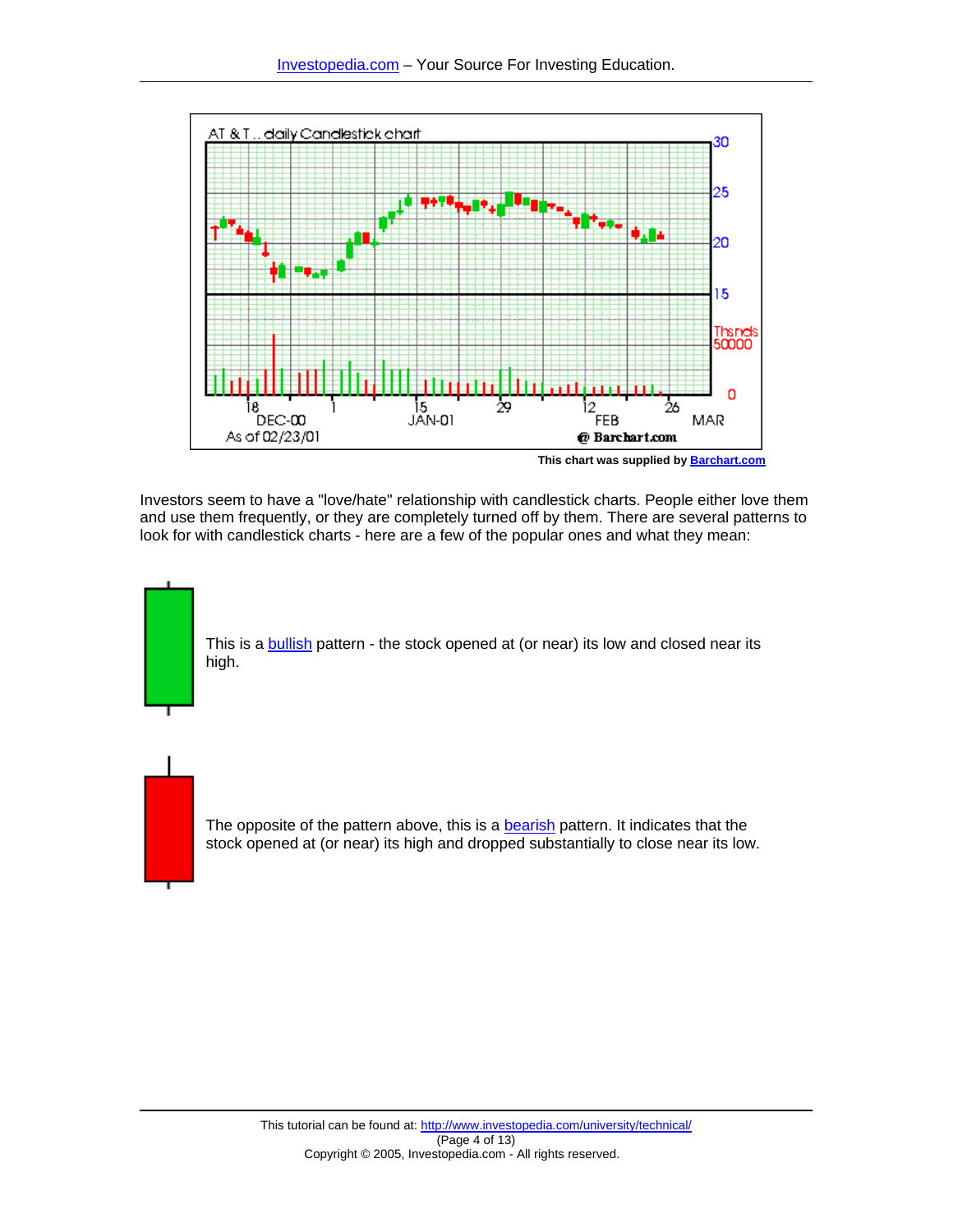This chart was supplied by Barchart.com

Investors seem to have a "love/hate" relationship with candlestick charts. People either love them and use them frequently, or they are completely turned off by them. There are several patterns to look for with candlestick charts - here are a few of the popular ones and what they mean:

This is a bullish pattern - the stock opened at (or near) its low and closed near its high.

The opposite of the pattern above, this is a bearish pattern. It indicates that the stock opened at (or near) its high and dropped substantially to close near its low.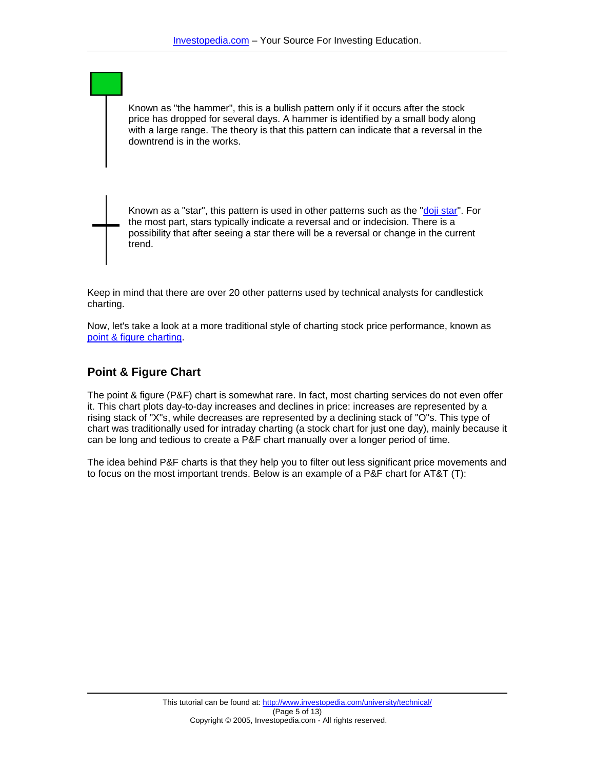Known as "the hammer", this is a bullish pattern only if it occurs after the stock price has dropped for several days. A hammer is identified by a small body along with a large range. The theory is that this pattern can indicate that a reversal in the downtrend is in the works.

Known as a "star", this pattern is used in other patterns such as the "doji star". For the most part, stars typically indicate a reversal and or indecision. There is a possibility that after seeing a star there will be a reversal or change in the current trend.

Keep in mind that there are over 20 other patterns used by technical analysts for candlestick charting.

Now, let's take a look at a more traditional style of charting stock price performance, known as point & figure charting.

## Point & Figure Chart

The point & figure (P&F) chart is somewhat rare. In fact, most charting services do not even offer it. This chart plots day-to-day increases and declines in price: increases are represented by a rising stack of "X"s, while decreases are represented by a declining stack of "O"s. This type of chart was traditionally used for intraday charting (a stock chart for just one day), mainly because it can be long and tedious to create a P&F chart manually over a longer period of time.

The idea behind P&F charts is that they help you to filter out less significant price movements and to focus on the most important trends. Below is an example of a P&F chart for AT&T (T):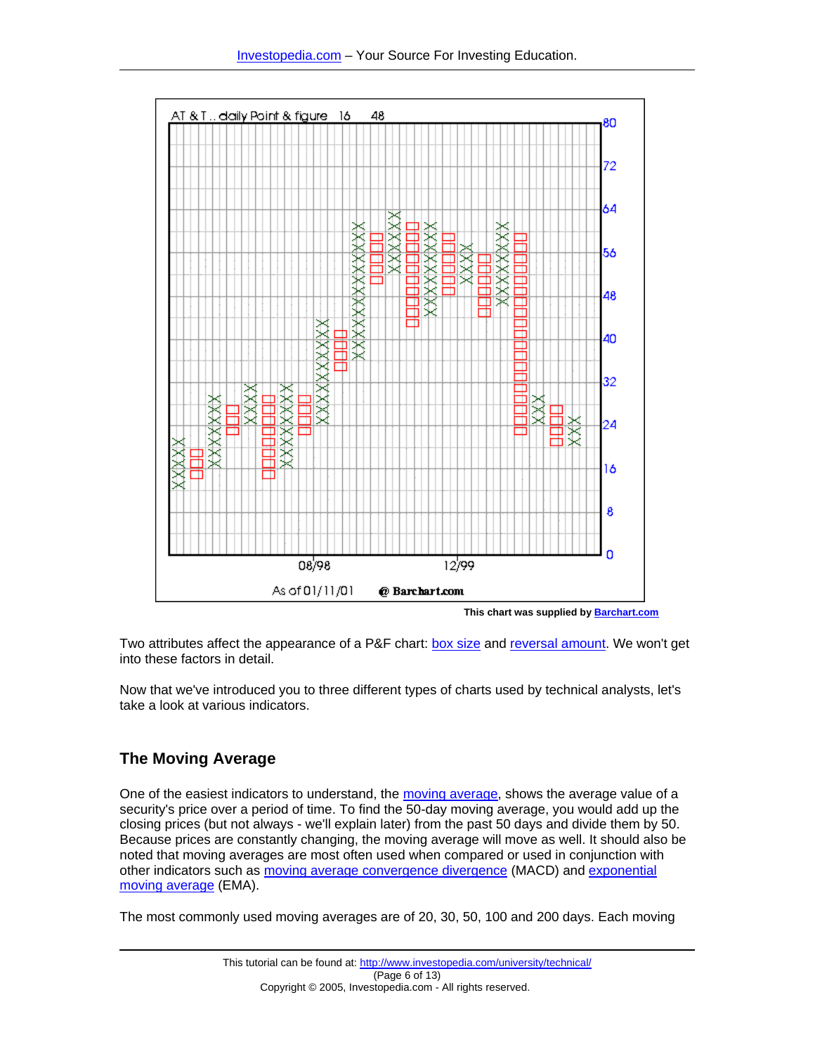This chart was supplied by Barchart.com

Two attributes affect the appearance of a P&F chart: box size and reversal amount. We won't get into these factors in detail.

Now that we've introduced you to three different types of charts used by technical analysts, let's take a look at various indicators.

## The Moving Average

One of the easiest indicators to understand, the moving average, shows the average value of a security's price over a period of time. To find the 50-day moving average, you would add up the closing prices (but not always - we'll explain later) from the past 50 days and divide them by 50. Because prices are constantly changing, the moving average will move as well. It should also be noted that moving averages are most often used when compared or used in conjunction with other indicators such as moving average convergence divergence (MACD) and exponential moving average (EMA).

The most commonly used moving averages are of 20, 30, 50, 100 and 200 days. Each moving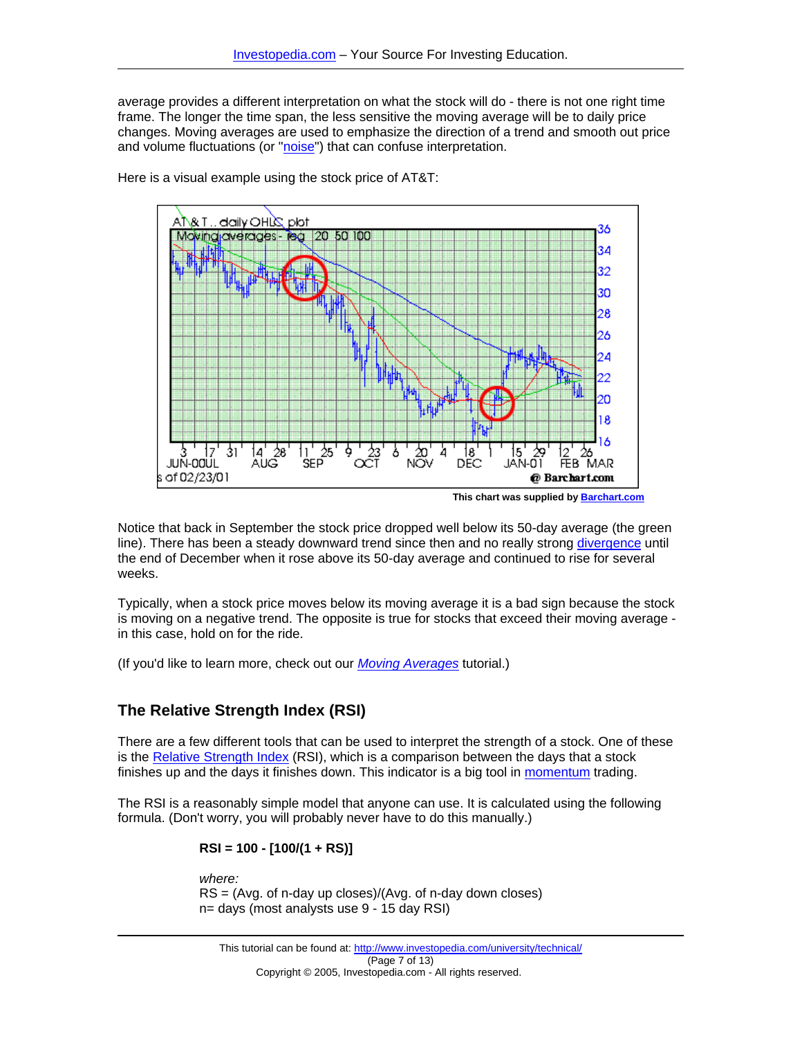average provides a different interpretation on what the stock will do - there is not one right time frame. The longer the time span, the less sensitive the moving average will be to daily price changes. Moving averages are used to emphasize the direction of a trend and smooth out price and volume fluctuations (or "noise") that can confuse interpretation.

Here is a visual example using the stock price of AT&T:

This chart was supplied by Barchart.com

Notice that back in September the stock price dropped well below its 50-day average (the green line). There has been a steady downward trend since then and no really strong divergence until the end of December when it rose above its 50-day average and continued to rise for several weeks.

Typically, when a stock price moves below its moving average it is a bad sign because the stock is moving on a negative trend. The opposite is true for stocks that exceed their moving average - in this case, hold on for the ride.

(If you'd like to learn more, check out our *Moving Averages* tutorial.)

## The Relative Strength Index (RSI)

There are a few different tools that can be used to interpret the strength of a stock. One of these is the Relative Strength Index (RSI), which is a comparison between the days that a stock finishes up and the days it finishes down. This indicator is a big tool in momentum trading.

The RSI is a reasonably simple model that anyone can use. It is calculated using the following formula. (Don't worry, you will probably never have to do this manually.)

**RSI = 100 - [100/(1 + RS)]**

*where:*
RS = (Avg. of n-day up closes)/(Avg. of n-day down closes)
n= days (most analysts use 9 - 15 day RSI)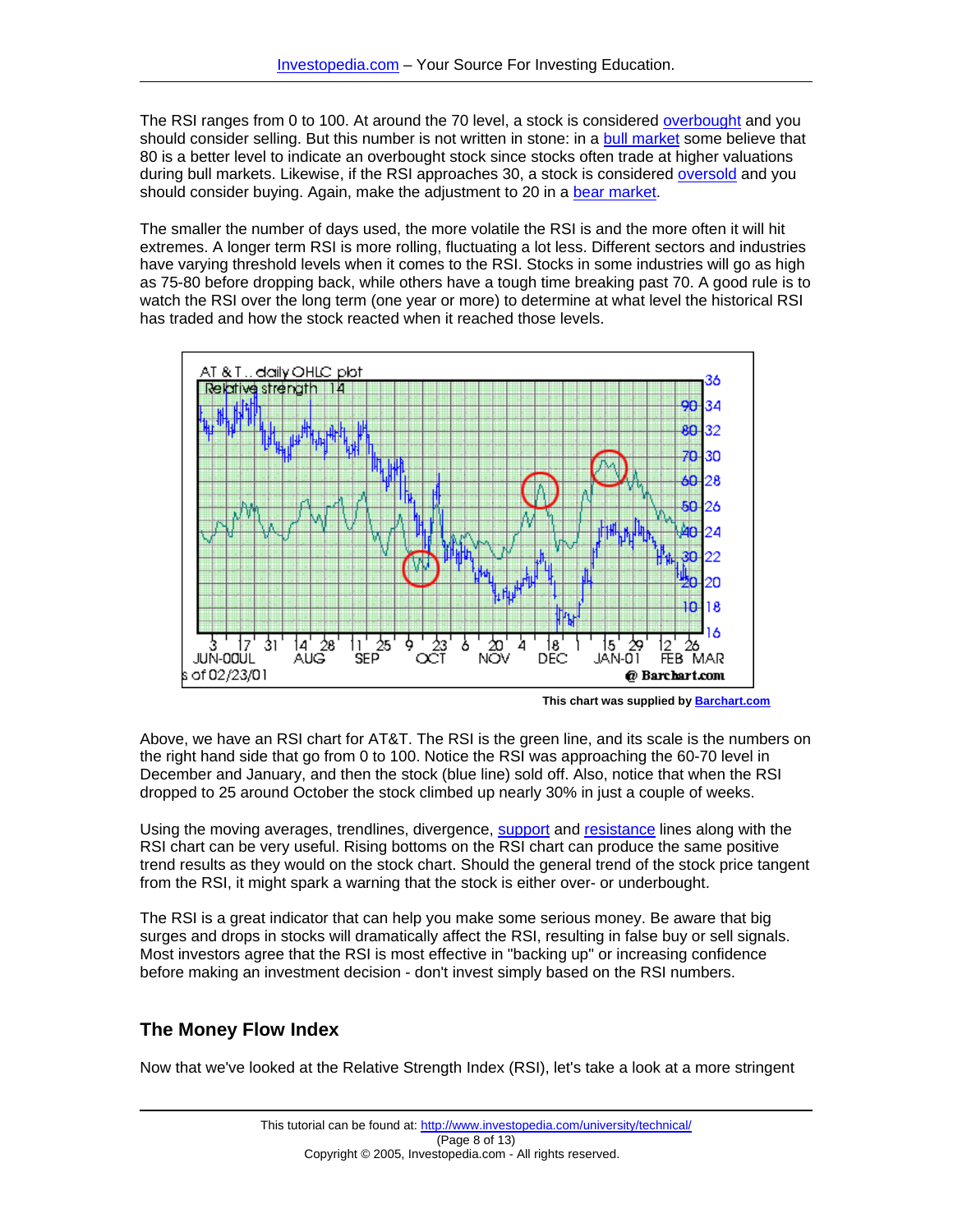The RSI ranges from 0 to 100. At around the 70 level, a stock is considered overbought and you should consider selling. But this number is not written in stone: in a bull market some believe that 80 is a better level to indicate an overbought stock since stocks often trade at higher valuations during bull markets. Likewise, if the RSI approaches 30, a stock is considered oversold and you should consider buying. Again, make the adjustment to 20 in a bear market.

The smaller the number of days used, the more volatile the RSI is and the more often it will hit extremes. A longer term RSI is more rolling, fluctuating a lot less. Different sectors and industries have varying threshold levels when it comes to the RSI. Stocks in some industries will go as high as 75-80 before dropping back, while others have a tough time breaking past 70. A good rule is to watch the RSI over the long term (one year or more) to determine at what level the historical RSI has traded and how the stock reacted when it reached those levels.

This chart was supplied by Barchart.com

Above, we have an RSI chart for AT&T. The RSI is the green line, and its scale is the numbers on the right hand side that go from 0 to 100. Notice the RSI was approaching the 60-70 level in December and January, and then the stock (blue line) sold off. Also, notice that when the RSI dropped to 25 around October the stock climbed up nearly 30% in just a couple of weeks.

Using the moving averages, trendlines, divergence, support and resistance lines along with the RSI chart can be very useful. Rising bottoms on the RSI chart can produce the same positive trend results as they would on the stock chart. Should the general trend of the stock price tangent from the RSI, it might spark a warning that the stock is either over- or underbought.

The RSI is a great indicator that can help you make some serious money. Be aware that big surges and drops in stocks will dramatically affect the RSI, resulting in false buy or sell signals. Most investors agree that the RSI is most effective in "backing up" or increasing confidence before making an investment decision - don't invest simply based on the RSI numbers.

## The Money Flow Index

Now that we've looked at the Relative Strength Index (RSI), let's take a look at a more stringent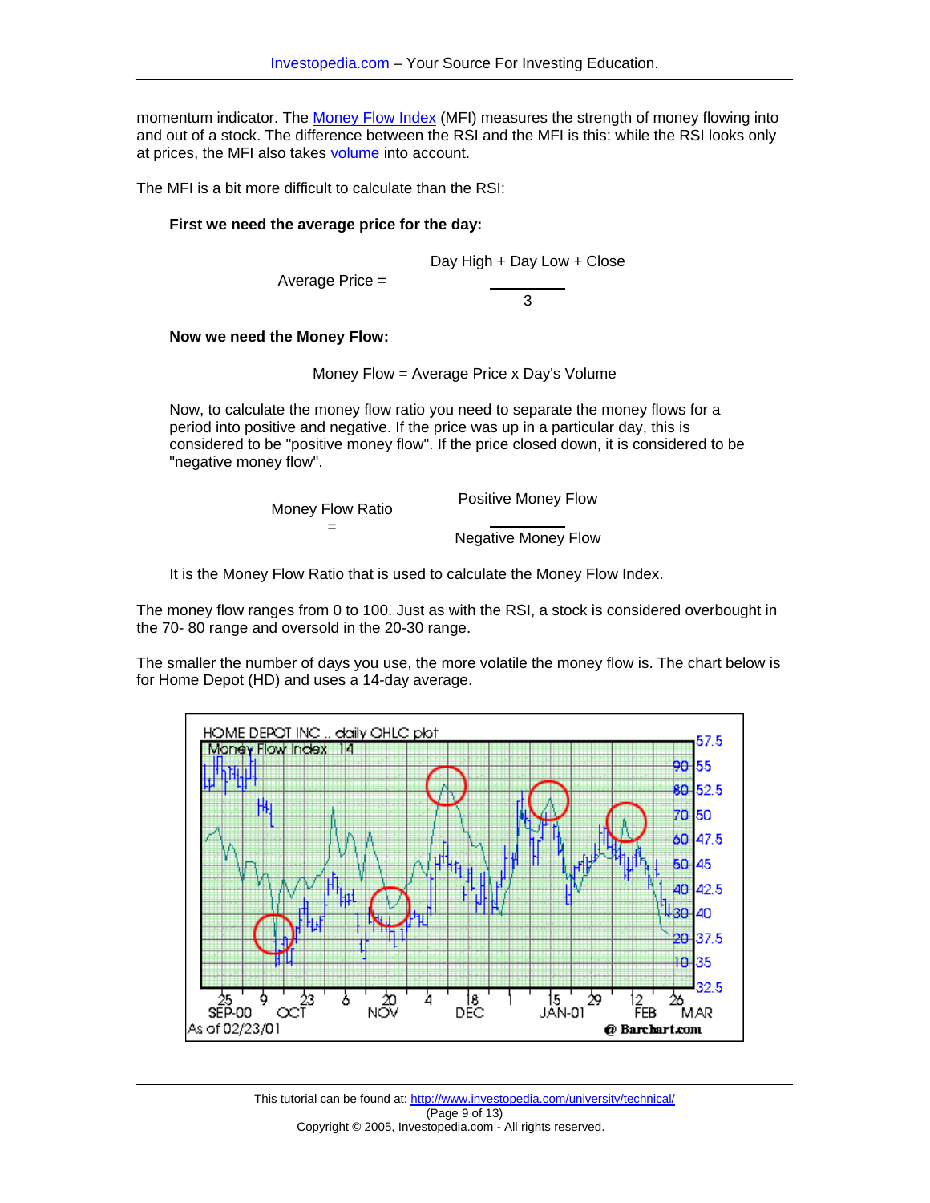momentum indicator. The Money Flow Index (MFI) measures the strength of money flowing into and out of a stock. The difference between the RSI and the MFI is this: while the RSI looks only at prices, the MFI also takes volume into account.

The MFI is a bit more difficult to calculate than the RSI:

**First we need the average price for the day:**

$$\text{Average Price} = \frac{\text{Day High} + \text{Day Low} + \text{Close}}{3}$$

**Now we need the Money Flow:**

$$\text{Money Flow} = \text{Average Price} \times \text{Day's Volume}$$

Now, to calculate the money flow ratio you need to separate the money flows for a period into positive and negative. If the price was up in a particular day, this is considered to be "positive money flow". If the price closed down, it is considered to be "negative money flow".

$$\text{Money Flow Ratio} = \frac{\text{Positive Money Flow}}{\text{Negative Money Flow}}$$

It is the Money Flow Ratio that is used to calculate the Money Flow Index.

The money flow ranges from 0 to 100. Just as with the RSI, a stock is considered overbought in the 70- 80 range and oversold in the 20-30 range.

The smaller the number of days you use, the more volatile the money flow is. The chart below is for Home Depot (HD) and uses a 14-day average.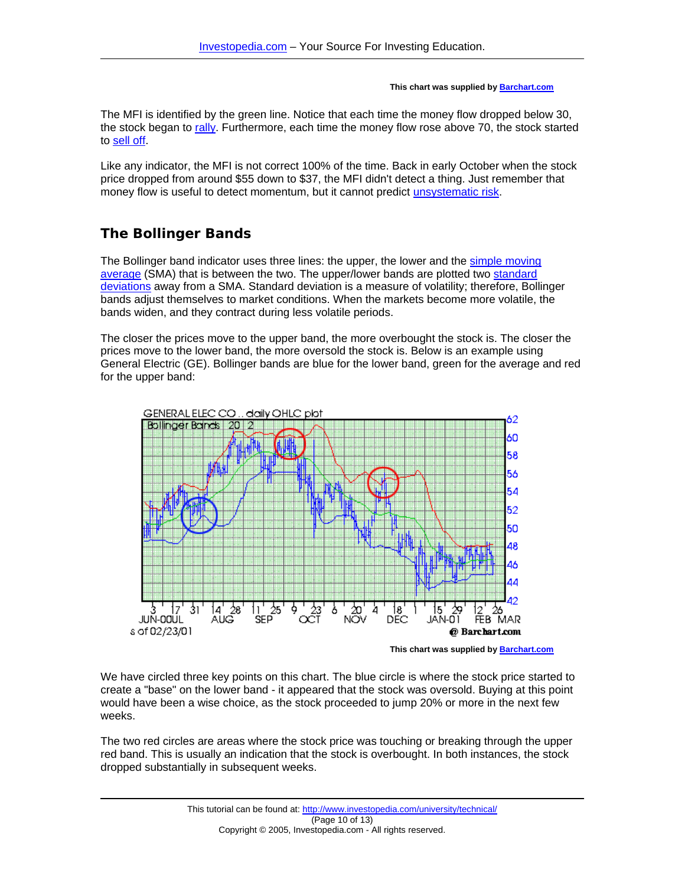This chart was supplied by [Barchart.com](http://www.barchart.com)

The MFI is identified by the green line. Notice that each time the money flow dropped below 30, the stock began to rally. Furthermore, each time the money flow rose above 70, the stock started to sell off.

Like any indicator, the MFI is not correct 100% of the time. Back in early October when the stock price dropped from around $55 down to $37, the MFI didn't detect a thing. Just remember that money flow is useful to detect momentum, but it cannot predict unsystematic risk.

## The Bollinger Bands

The Bollinger band indicator uses three lines: the upper, the lower and the simple moving average (SMA) that is between the two. The upper/lower bands are plotted two standard deviations away from a SMA. Standard deviation is a measure of volatility; therefore, Bollinger bands adjust themselves to market conditions. When the markets become more volatile, the bands widen, and they contract during less volatile periods.

The closer the prices move to the upper band, the more overbought the stock is. The closer the prices move to the lower band, the more oversold the stock is. Below is an example using General Electric (GE). Bollinger bands are blue for the lower band, green for the average and red for the upper band:

This chart was supplied by [Barchart.com](http://www.barchart.com)

We have circled three key points on this chart. The blue circle is where the stock price started to create a "base" on the lower band - it appeared that the stock was oversold. Buying at this point would have been a wise choice, as the stock proceeded to jump 20% or more in the next few weeks.

The two red circles are areas where the stock price was touching or breaking through the upper red band. This is usually an indication that the stock is overbought. In both instances, the stock dropped substantially in subsequent weeks.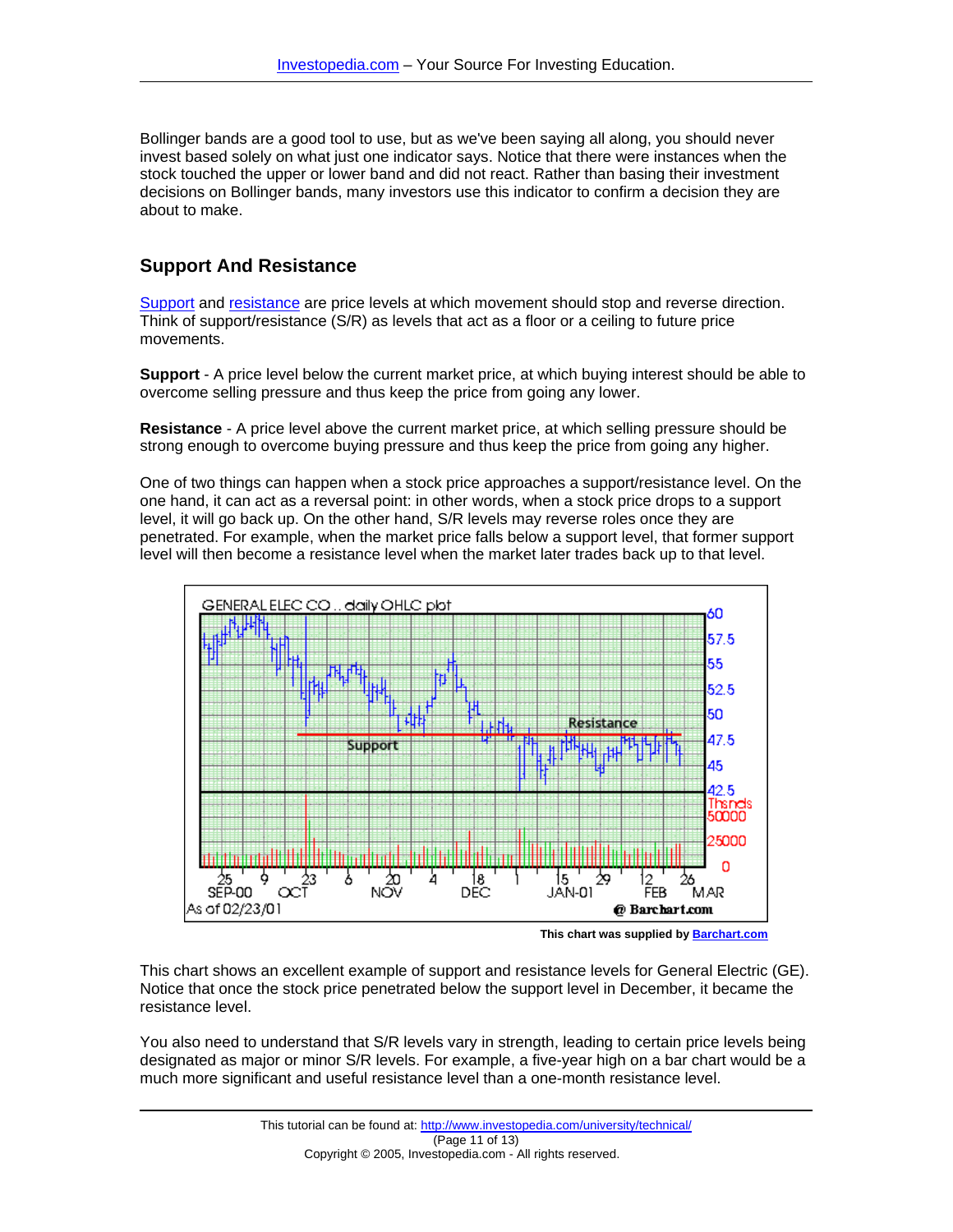Bollinger bands are a good tool to use, but as we've been saying all along, you should never invest based solely on what just one indicator says. Notice that there were instances when the stock touched the upper or lower band and did not react. Rather than basing their investment decisions on Bollinger bands, many investors use this indicator to confirm a decision they are about to make.

## Support And Resistance

Support and resistance are price levels at which movement should stop and reverse direction. Think of support/resistance (S/R) as levels that act as a floor or a ceiling to future price movements.

**Support** - A price level below the current market price, at which buying interest should be able to overcome selling pressure and thus keep the price from going any lower.

**Resistance** - A price level above the current market price, at which selling pressure should be strong enough to overcome buying pressure and thus keep the price from going any higher.

One of two things can happen when a stock price approaches a support/resistance level. On the one hand, it can act as a reversal point: in other words, when a stock price drops to a support level, it will go back up. On the other hand, S/R levels may reverse roles once they are penetrated. For example, when the market price falls below a support level, that former support level will then become a resistance level when the market later trades back up to that level.

**This chart was supplied by Barchart.com**

This chart shows an excellent example of support and resistance levels for General Electric (GE). Notice that once the stock price penetrated below the support level in December, it became the resistance level.

You also need to understand that S/R levels vary in strength, leading to certain price levels being designated as major or minor S/R levels. For example, a five-year high on a bar chart would be a much more significant and useful resistance level than a one-month resistance level.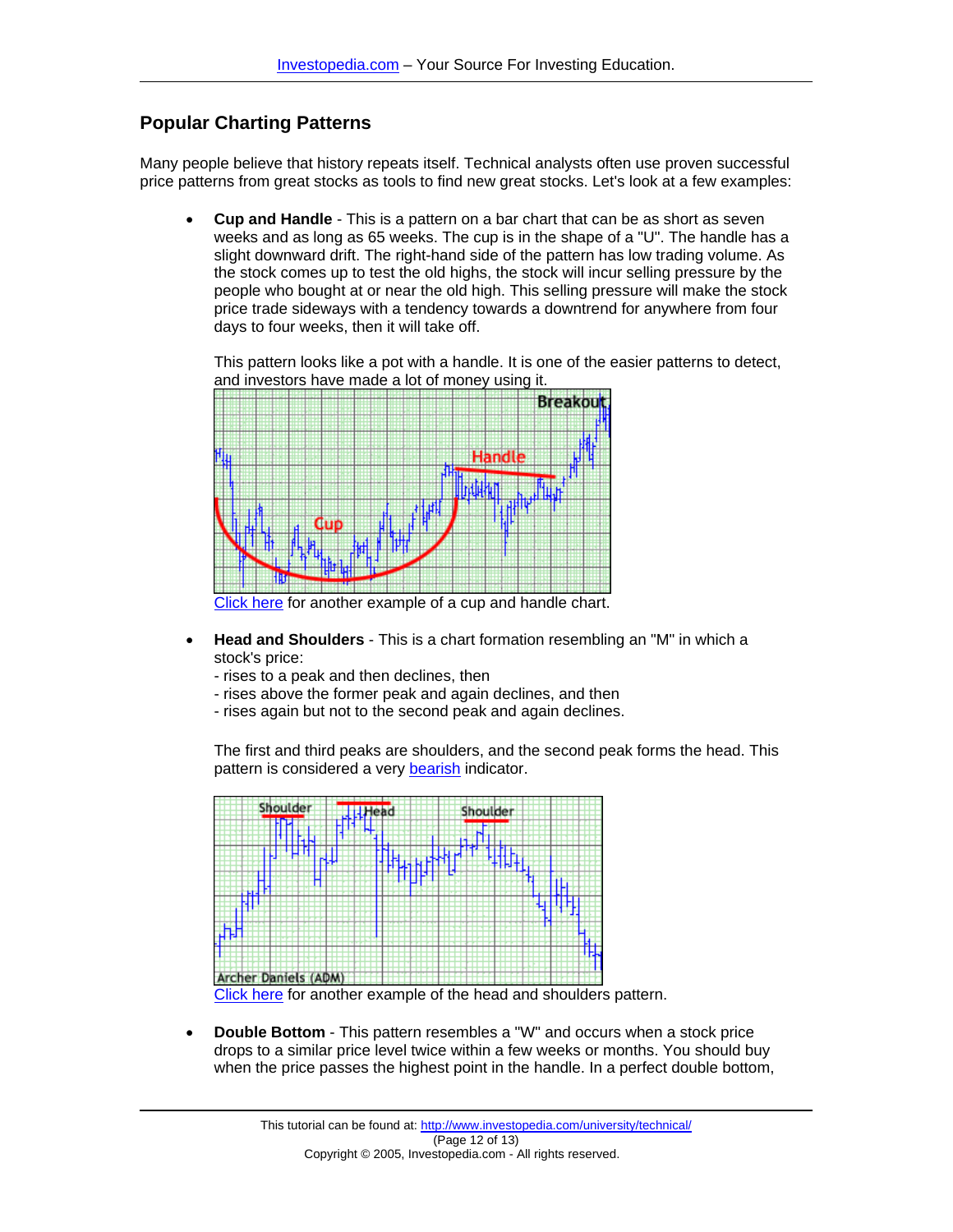## Popular Charting Patterns

Many people believe that history repeats itself. Technical analysts often use proven successful price patterns from great stocks as tools to find new great stocks. Let's look at a few examples:

- **Cup and Handle** - This is a pattern on a bar chart that can be as short as seven weeks and as long as 65 weeks. The cup is in the shape of a "U". The handle has a slight downward drift. The right-hand side of the pattern has low trading volume. As the stock comes up to test the old highs, the stock will incur selling pressure by the people who bought at or near the old high. This selling pressure will make the stock price trade sideways with a tendency towards a downtrend for anywhere from four days to four weeks, then it will take off.

  This pattern looks like a pot with a handle. It is one of the easier patterns to detect, and investors have made a lot of money using it.

  Click here for another example of a cup and handle chart.

- **Head and Shoulders** - This is a chart formation resembling an "M" in which a stock's price:
  - rises to a peak and then declines, then
  - rises above the former peak and again declines, and then
  - rises again but not to the second peak and again declines.

  The first and third peaks are shoulders, and the second peak forms the head. This pattern is considered a very bearish indicator.

  Click here for another example of the head and shoulders pattern.

- **Double Bottom** - This pattern resembles a "W" and occurs when a stock price drops to a similar price level twice within a few weeks or months. You should buy when the price passes the highest point in the handle. In a perfect double bottom,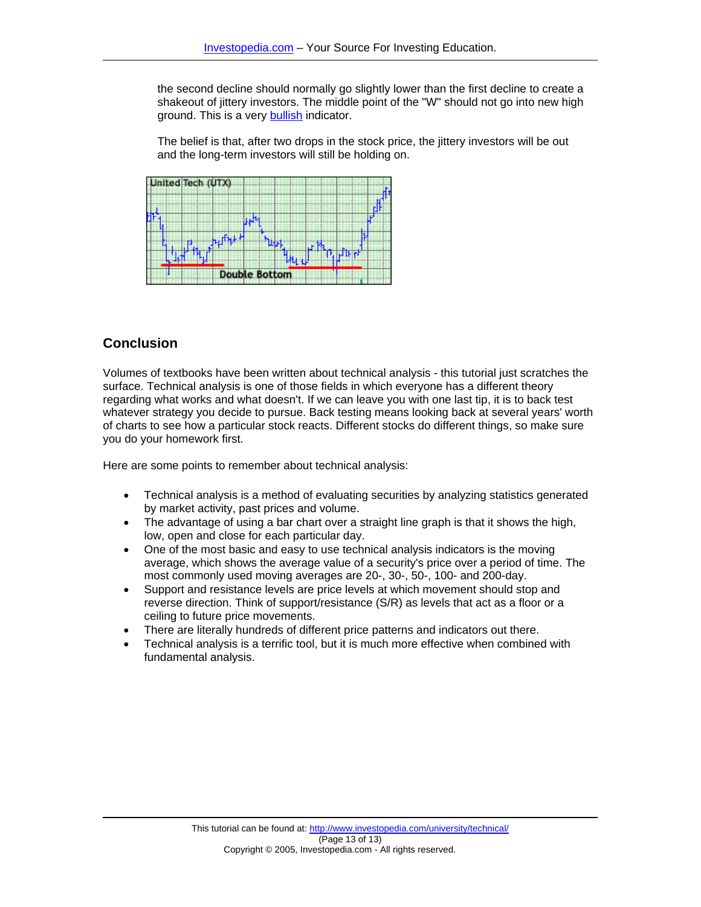the second decline should normally go slightly lower than the first decline to create a shakeout of jittery investors. The middle point of the "W" should not go into new high ground. This is a very bullish indicator.

The belief is that, after two drops in the stock price, the jittery investors will be out and the long-term investors will still be holding on.

## Conclusion

Volumes of textbooks have been written about technical analysis - this tutorial just scratches the surface. Technical analysis is one of those fields in which everyone has a different theory regarding what works and what doesn't. If we can leave you with one last tip, it is to back test whatever strategy you decide to pursue. Back testing means looking back at several years' worth of charts to see how a particular stock reacts. Different stocks do different things, so make sure you do your homework first.

Here are some points to remember about technical analysis:

- Technical analysis is a method of evaluating securities by analyzing statistics generated by market activity, past prices and volume.
- The advantage of using a bar chart over a straight line graph is that it shows the high, low, open and close for each particular day.
- One of the most basic and easy to use technical analysis indicators is the moving average, which shows the average value of a security's price over a period of time. The most commonly used moving averages are 20-, 30-, 50-, 100- and 200-day.
- Support and resistance levels are price levels at which movement should stop and reverse direction. Think of support/resistance (S/R) as levels that act as a floor or a ceiling to future price movements.
- There are literally hundreds of different price patterns and indicators out there.
- Technical analysis is a terrific tool, but it is much more effective when combined with fundamental analysis.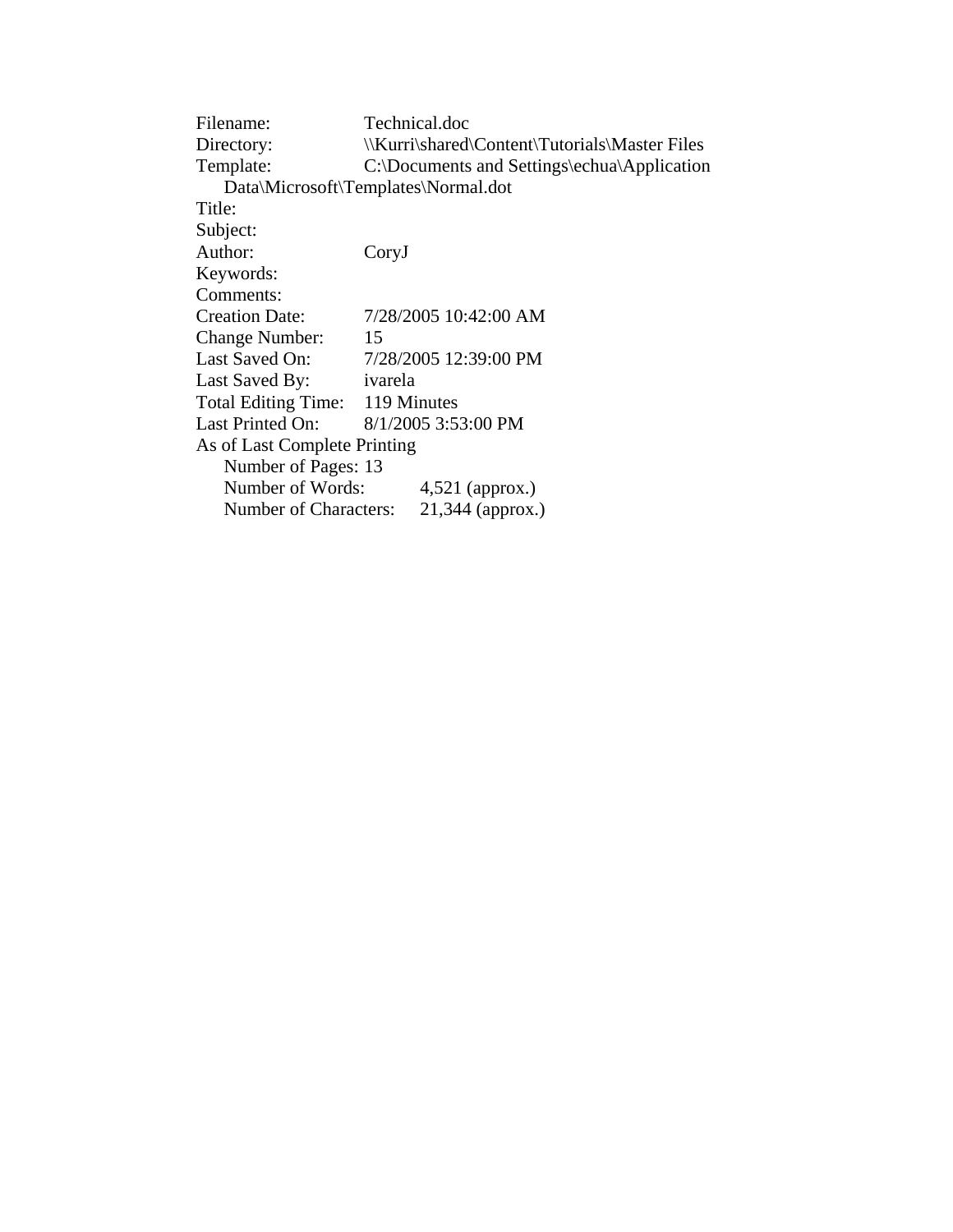Filename: Technical.doc
Directory: \\Kurri\shared\Content\Tutorials\Master Files
Template: C:\Documents and Settings\echua\Application Data\Microsoft\Templates\Normal.dot
Title:
Subject:
Author: CoryJ
Keywords:
Comments:
Creation Date: 7/28/2005 10:42:00 AM
Change Number: 15
Last Saved On: 7/28/2005 12:39:00 PM
Last Saved By: ivarela
Total Editing Time: 119 Minutes
Last Printed On: 8/1/2005 3:53:00 PM
As of Last Complete Printing
Number of Pages: 13
Number of Words: 4,521 (approx.)
Number of Characters: 21,344 (approx.)